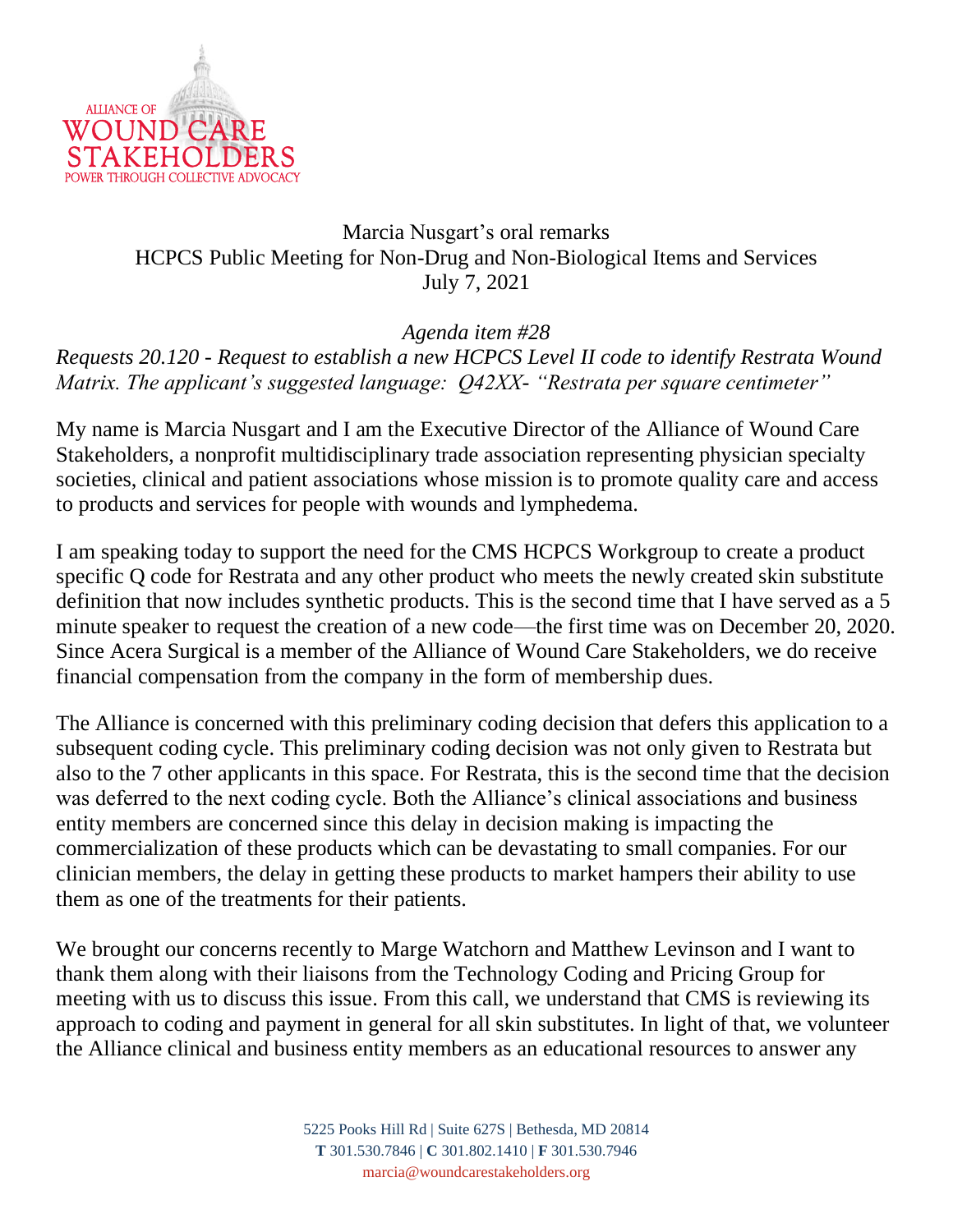Marcia Nusgart's oral remarks
HCPCS Public Meeting for Non-Drug and Non-Biological Items and Services
July 7, 2021

*Agenda item #28*
*Requests 20.120 - Request to establish a new HCPCS Level II code to identify Restrata Wound Matrix. The applicant's suggested language: Q42XX- "Restrata per square centimeter"*

My name is Marcia Nusgart and I am the Executive Director of the Alliance of Wound Care Stakeholders, a nonprofit multidisciplinary trade association representing physician specialty societies, clinical and patient associations whose mission is to promote quality care and access to products and services for people with wounds and lymphedema.

I am speaking today to support the need for the CMS HCPCS Workgroup to create a product specific Q code for Restrata and any other product who meets the newly created skin substitute definition that now includes synthetic products. This is the second time that I have served as a 5 minute speaker to request the creation of a new code—the first time was on December 20, 2020. Since Acera Surgical is a member of the Alliance of Wound Care Stakeholders, we do receive financial compensation from the company in the form of membership dues.

The Alliance is concerned with this preliminary coding decision that defers this application to a subsequent coding cycle. This preliminary coding decision was not only given to Restrata but also to the 7 other applicants in this space. For Restrata, this is the second time that the decision was deferred to the next coding cycle. Both the Alliance's clinical associations and business entity members are concerned since this delay in decision making is impacting the commercialization of these products which can be devastating to small companies. For our clinician members, the delay in getting these products to market hampers their ability to use them as one of the treatments for their patients.

We brought our concerns recently to Marge Watchorn and Matthew Levinson and I want to thank them along with their liaisons from the Technology Coding and Pricing Group for meeting with us to discuss this issue. From this call, we understand that CMS is reviewing its approach to coding and payment in general for all skin substitutes. In light of that, we volunteer the Alliance clinical and business entity members as an educational resources to answer any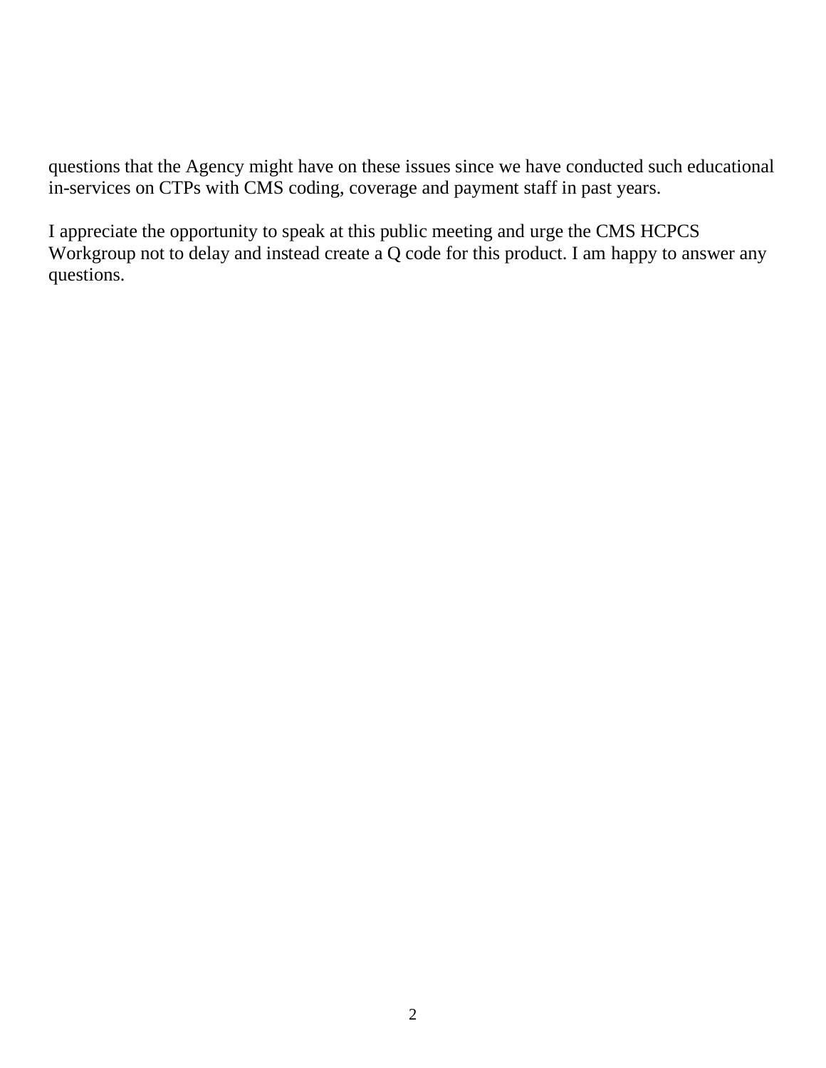questions that the Agency might have on these issues since we have conducted such educational in-services on CTPs with CMS coding, coverage and payment staff in past years.

I appreciate the opportunity to speak at this public meeting and urge the CMS HCPCS Workgroup not to delay and instead create a Q code for this product. I am happy to answer any questions.